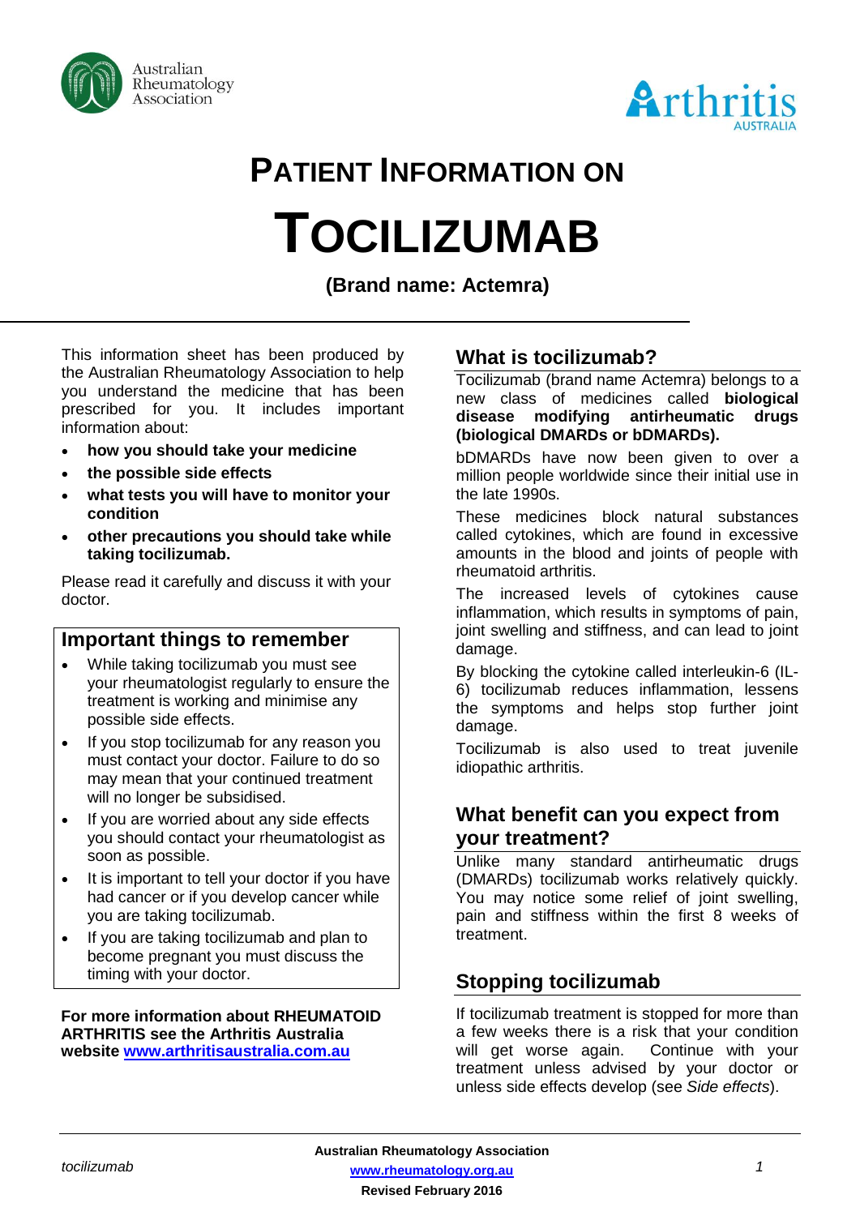# PATIENT INFORMATION ON

# TOCILIZUMAB

**(Brand name: Actemra)**

This information sheet has been produced by the Australian Rheumatology Association to help you understand the medicine that has been prescribed for you. It includes important information about:

- **how you should take your medicine**
- **the possible side effects**
- **what tests you will have to monitor your condition**
- **other precautions you should take while taking tocilizumab.**

Please read it carefully and discuss it with your doctor.

## Important things to remember

- While taking tocilizumab you must see your rheumatologist regularly to ensure the treatment is working and minimise any possible side effects.
- If you stop tocilizumab for any reason you must contact your doctor. Failure to do so may mean that your continued treatment will no longer be subsidised.
- If you are worried about any side effects you should contact your rheumatologist as soon as possible.
- It is important to tell your doctor if you have had cancer or if you develop cancer while you are taking tocilizumab.
- If you are taking tocilizumab and plan to become pregnant you must discuss the timing with your doctor.

**For more information about RHEUMATOID ARTHRITIS see the Arthritis Australia website [www.arthritisaustralia.com.au](www.arthritisaustralia.com.au)**

## What is tocilizumab?

Tocilizumab (brand name Actemra) belongs to a new class of medicines called **biological disease modifying antirheumatic drugs (biological DMARDs or bDMARDs).**

bDMARDs have now been given to over a million people worldwide since their initial use in the late 1990s.

These medicines block natural substances called cytokines, which are found in excessive amounts in the blood and joints of people with rheumatoid arthritis.

The increased levels of cytokines cause inflammation, which results in symptoms of pain, joint swelling and stiffness, and can lead to joint damage.

By blocking the cytokine called interleukin-6 (IL-6) tocilizumab reduces inflammation, lessens the symptoms and helps stop further joint damage.

Tocilizumab is also used to treat juvenile idiopathic arthritis.

## What benefit can you expect from your treatment?

Unlike many standard antirheumatic drugs (DMARDs) tocilizumab works relatively quickly. You may notice some relief of joint swelling, pain and stiffness within the first 8 weeks of treatment.

## Stopping tocilizumab

If tocilizumab treatment is stopped for more than a few weeks there is a risk that your condition will get worse again. Continue with your treatment unless advised by your doctor or unless side effects develop (see *Side effects*).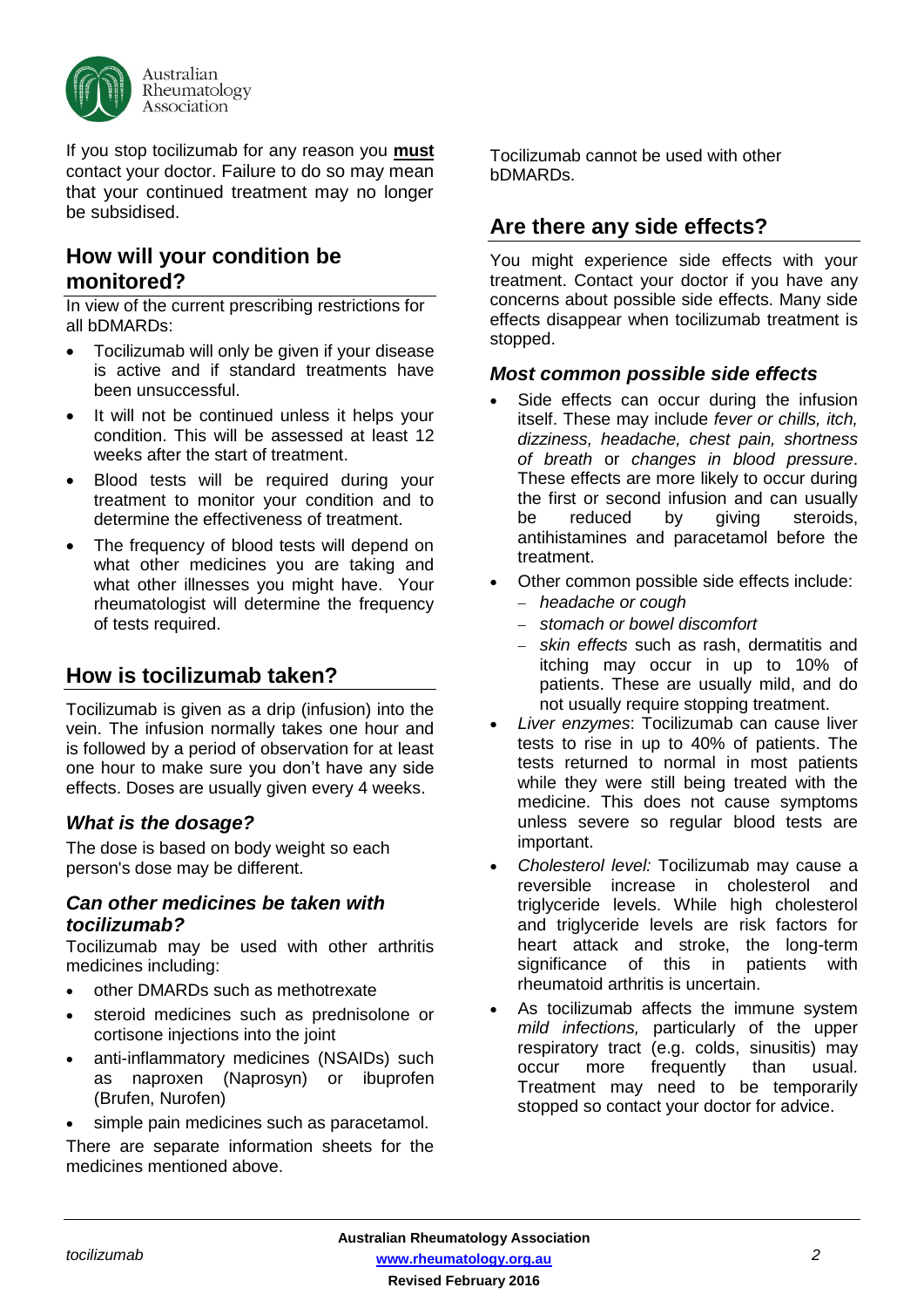If you stop tocilizumab for any reason you **must** contact your doctor. Failure to do so may mean that your continued treatment may no longer be subsidised.

## How will your condition be monitored?

In view of the current prescribing restrictions for all bDMARDs:

- Tocilizumab will only be given if your disease is active and if standard treatments have been unsuccessful.
- It will not be continued unless it helps your condition. This will be assessed at least 12 weeks after the start of treatment.
- Blood tests will be required during your treatment to monitor your condition and to determine the effectiveness of treatment.
- The frequency of blood tests will depend on what other medicines you are taking and what other illnesses you might have. Your rheumatologist will determine the frequency of tests required.

## How is tocilizumab taken?

Tocilizumab is given as a drip (infusion) into the vein. The infusion normally takes one hour and is followed by a period of observation for at least one hour to make sure you don't have any side effects. Doses are usually given every 4 weeks.

### *What is the dosage?*

The dose is based on body weight so each person's dose may be different.

### *Can other medicines be taken with tocilizumab?*

Tocilizumab may be used with other arthritis medicines including:

- other DMARDs such as methotrexate
- steroid medicines such as prednisolone or cortisone injections into the joint
- anti-inflammatory medicines (NSAIDs) such as naproxen (Naprosyn) or ibuprofen (Brufen, Nurofen)
- simple pain medicines such as paracetamol.

There are separate information sheets for the medicines mentioned above.

Tocilizumab cannot be used with other bDMARDs.

## Are there any side effects?

You might experience side effects with your treatment. Contact your doctor if you have any concerns about possible side effects. Many side effects disappear when tocilizumab treatment is stopped.

### *Most common possible side effects*

- Side effects can occur during the infusion itself. These may include *fever or chills, itch, dizziness, headache, chest pain, shortness of breath* or *changes in blood pressure*. These effects are more likely to occur during the first or second infusion and can usually be reduced by giving steroids, antihistamines and paracetamol before the treatment.
- Other common possible side effects include:
  - *headache or cough*
  - *stomach or bowel discomfort*
  - *skin effects* such as rash, dermatitis and itching may occur in up to 10% of patients. These are usually mild, and do not usually require stopping treatment.
- *Liver enzymes*: Tocilizumab can cause liver tests to rise in up to 40% of patients. The tests returned to normal in most patients while they were still being treated with the medicine. This does not cause symptoms unless severe so regular blood tests are important.
- *Cholesterol level:* Tocilizumab may cause a reversible increase in cholesterol and triglyceride levels. While high cholesterol and triglyceride levels are risk factors for heart attack and stroke, the long-term significance of this in patients with rheumatoid arthritis is uncertain.
- As tocilizumab affects the immune system *mild infections,* particularly of the upper respiratory tract (e.g. colds, sinusitis) may occur more frequently than usual. Treatment may need to be temporarily stopped so contact your doctor for advice.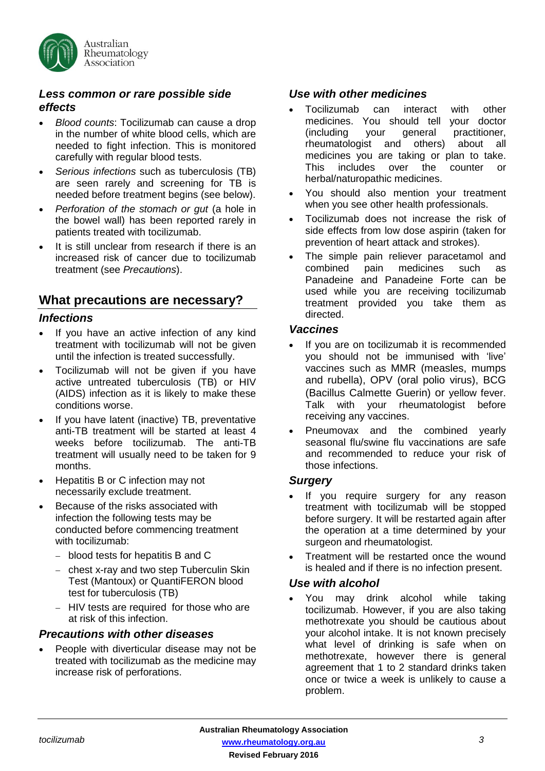### *Less common or rare possible side effects*

- *Blood counts*: Tocilizumab can cause a drop in the number of white blood cells, which are needed to fight infection. This is monitored carefully with regular blood tests.
- *Serious infections* such as tuberculosis (TB) are seen rarely and screening for TB is needed before treatment begins (see below).
- *Perforation of the stomach or gut* (a hole in the bowel wall) has been reported rarely in patients treated with tocilizumab.
- It is still unclear from research if there is an increased risk of cancer due to tocilizumab treatment (see *Precautions*).

## What precautions are necessary?

### *Infections*

- If you have an active infection of any kind treatment with tocilizumab will not be given until the infection is treated successfully.
- Tocilizumab will not be given if you have active untreated tuberculosis (TB) or HIV (AIDS) infection as it is likely to make these conditions worse.
- If you have latent (inactive) TB, preventative anti-TB treatment will be started at least 4 weeks before tocilizumab. The anti-TB treatment will usually need to be taken for 9 months.
- Hepatitis B or C infection may not necessarily exclude treatment.
- Because of the risks associated with infection the following tests may be conducted before commencing treatment with tocilizumab:
  - blood tests for hepatitis B and C
  - chest x-ray and two step Tuberculin Skin Test (Mantoux) or QuantiFERON blood test for tuberculosis (TB)
  - HIV tests are required for those who are at risk of this infection.

### *Precautions with other diseases*

- People with diverticular disease may not be treated with tocilizumab as the medicine may increase risk of perforations.

### *Use with other medicines*

- Tocilizumab can interact with other medicines. You should tell your doctor (including your general practitioner, rheumatologist and others) about all medicines you are taking or plan to take. This includes over the counter or herbal/naturopathic medicines.
- You should also mention your treatment when you see other health professionals.
- Tocilizumab does not increase the risk of side effects from low dose aspirin (taken for prevention of heart attack and strokes).
- The simple pain reliever paracetamol and combined pain medicines such as Panadeine and Panadeine Forte can be used while you are receiving tocilizumab treatment provided you take them as directed.

### *Vaccines*

- If you are on tocilizumab it is recommended you should not be immunised with 'live' vaccines such as MMR (measles, mumps and rubella), OPV (oral polio virus), BCG (Bacillus Calmette Guerin) or yellow fever. Talk with your rheumatologist before receiving any vaccines.
- Pneumovax and the combined yearly seasonal flu/swine flu vaccinations are safe and recommended to reduce your risk of those infections.

### *Surgery*

- If you require surgery for any reason treatment with tocilizumab will be stopped before surgery. It will be restarted again after the operation at a time determined by your surgeon and rheumatologist.
- Treatment will be restarted once the wound is healed and if there is no infection present.

### *Use with alcohol*

- You may drink alcohol while taking tocilizumab. However, if you are also taking methotrexate you should be cautious about your alcohol intake. It is not known precisely what level of drinking is safe when on methotrexate, however there is general agreement that 1 to 2 standard drinks taken once or twice a week is unlikely to cause a problem.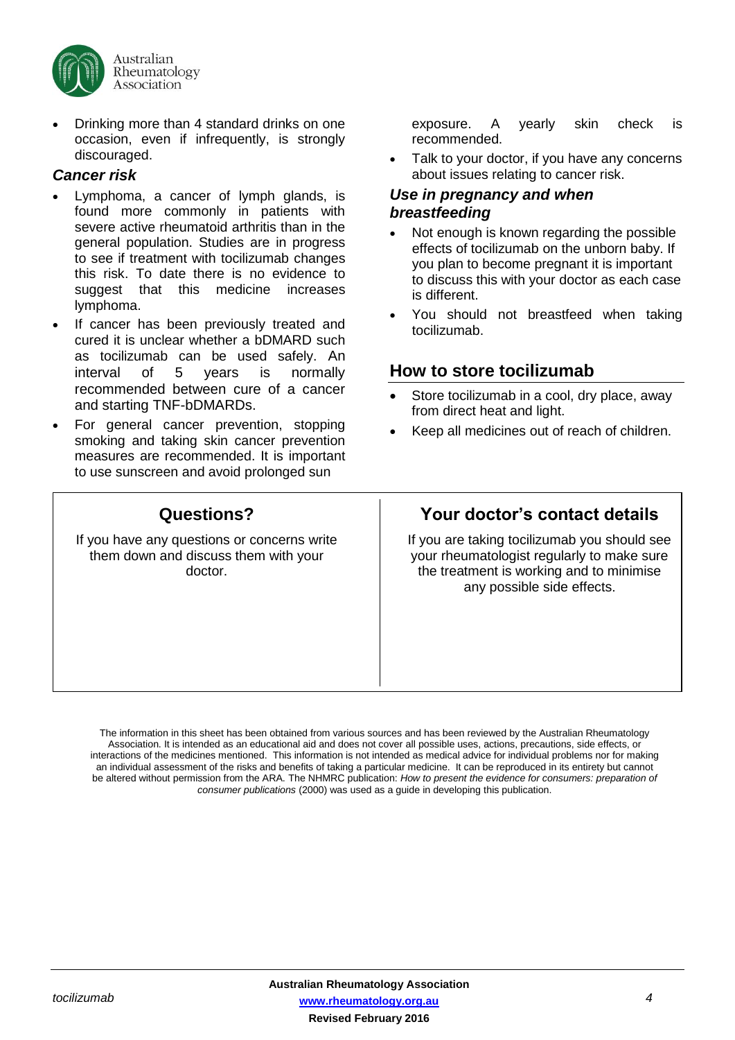- Drinking more than 4 standard drinks on one occasion, even if infrequently, is strongly discouraged.

### *Cancer risk*

- Lymphoma, a cancer of lymph glands, is found more commonly in patients with severe active rheumatoid arthritis than in the general population. Studies are in progress to see if treatment with tocilizumab changes this risk. To date there is no evidence to suggest that this medicine increases lymphoma.
- If cancer has been previously treated and cured it is unclear whether a bDMARD such as tocilizumab can be used safely. An interval of 5 years is normally recommended between cure of a cancer and starting TNF-bDMARDs.
- For general cancer prevention, stopping smoking and taking skin cancer prevention measures are recommended. It is important to use sunscreen and avoid prolonged sun exposure. A yearly skin check is recommended.
- Talk to your doctor, if you have any concerns about issues relating to cancer risk.

### *Use in pregnancy and when breastfeeding*

- Not enough is known regarding the possible effects of tocilizumab on the unborn baby. If you plan to become pregnant it is important to discuss this with your doctor as each case is different.
- You should not breastfeed when taking tocilizumab.

## How to store tocilizumab

- Store tocilizumab in a cool, dry place, away from direct heat and light.
- Keep all medicines out of reach of children.

## Questions?

If you have any questions or concerns write them down and discuss them with your doctor.

## Your doctor's contact details

If you are taking tocilizumab you should see your rheumatologist regularly to make sure the treatment is working and to minimise any possible side effects.

The information in this sheet has been obtained from various sources and has been reviewed by the Australian Rheumatology Association. It is intended as an educational aid and does not cover all possible uses, actions, precautions, side effects, or interactions of the medicines mentioned. This information is not intended as medical advice for individual problems nor for making an individual assessment of the risks and benefits of taking a particular medicine. It can be reproduced in its entirety but cannot be altered without permission from the ARA. The NHMRC publication: *How to present the evidence for consumers: preparation of consumer publications* (2000) was used as a guide in developing this publication.